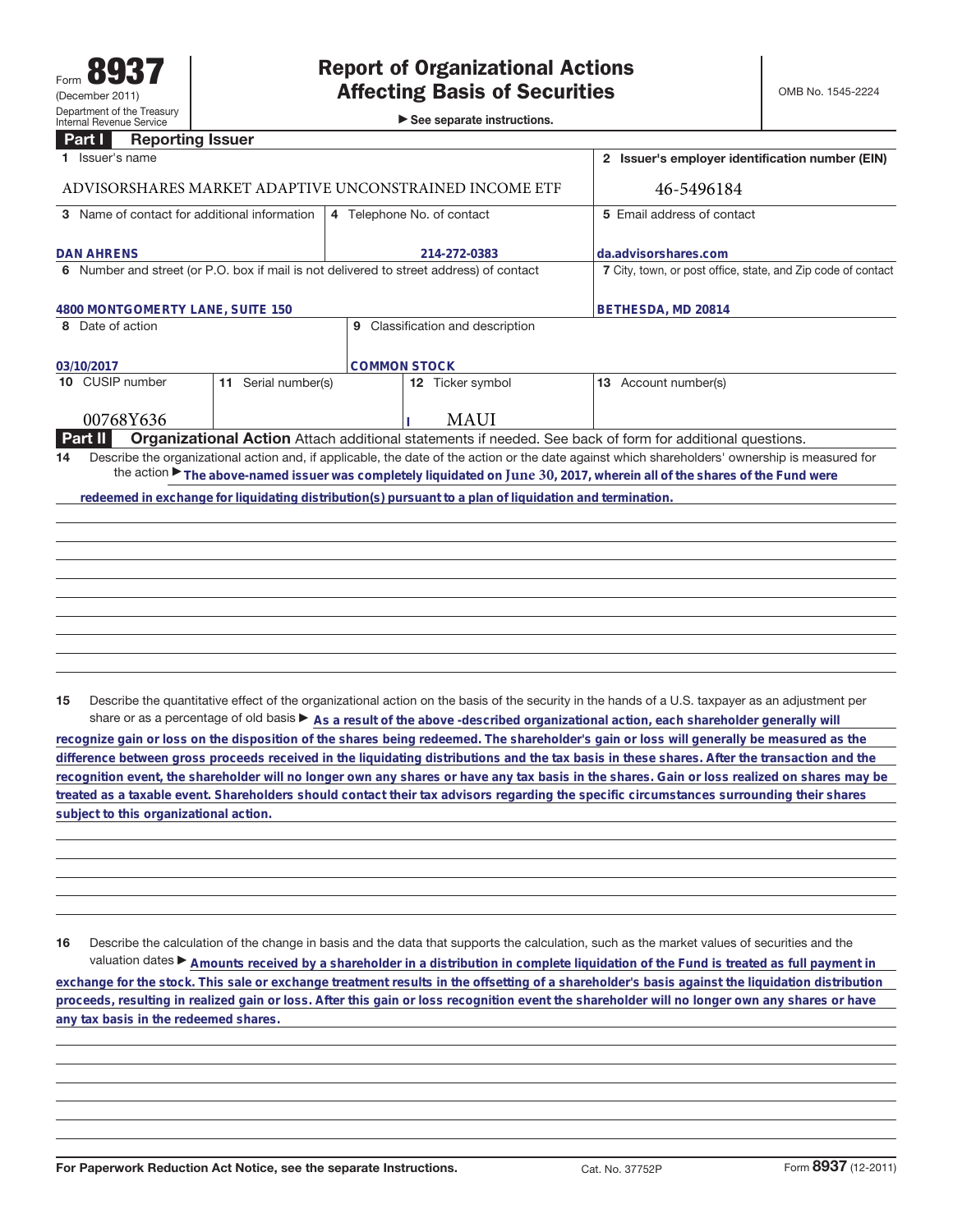Form **8937** (December 2011)
Department of the Treasury
Internal Revenue Service

# Report of Organizational Actions Affecting Basis of Securities

▶ See separate instructions.

OMB No. 1545-2224

## Part I Reporting Issuer

| 1 Issuer's name | | | 2 Issuer's employer identification number (EIN) |
|---|---|---|---|
| ADVISORSHARES MARKET ADAPTIVE UNCONSTRAINED INCOME ETF | | | 46-5496184 |
| 3 Name of contact for additional information | 4 Telephone No. of contact | | 5 Email address of contact |
| DAN AHRENS | 214-272-0383 | | da.advisorshares.com |
| 6 Number and street (or P.O. box if mail is not delivered to street address) of contact | | | 7 City, town, or post office, state, and Zip code of contact |
| 4800 MONTGOMERTY LANE, SUITE 150 | | | BETHESDA, MD 20814 |
| 8 Date of action | 9 Classification and description | | |
| 03/10/2017 | COMMON STOCK | | |
| 10 CUSIP number | 11 Serial number(s) | 12 Ticker symbol | 13 Account number(s) |
| 00768Y636 | | MAUI | |

## Part II Organizational Action

Attach additional statements if needed. See back of form for additional questions.

**14** Describe the organizational action and, if applicable, the date of the action or the date against which shareholders' ownership is measured for the action ▶ The above-named issuer was completely liquidated on June 30, 2017, wherein all of the shares of the Fund were redeemed in exchange for liquidating distribution(s) pursuant to a plan of liquidation and termination.

**15** Describe the quantitative effect of the organizational action on the basis of the security in the hands of a U.S. taxpayer as an adjustment per share or as a percentage of old basis ▶ As a result of the above -described organizational action, each shareholder generally will recognize gain or loss on the disposition of the shares being redeemed. The shareholder's gain or loss will generally be measured as the difference between gross proceeds received in the liquidating distributions and the tax basis in these shares. After the transaction and the recognition event, the shareholder will no longer own any shares or have any tax basis in the shares. Gain or loss realized on shares may be treated as a taxable event. Shareholders should contact their tax advisors regarding the specific circumstances surrounding their shares subject to this organizational action.

**16** Describe the calculation of the change in basis and the data that supports the calculation, such as the market values of securities and the valuation dates ▶ Amounts received by a shareholder in a distribution in complete liquidation of the Fund is treated as full payment in exchange for the stock. This sale or exchange treatment results in the offsetting of a shareholder's basis against the liquidation distribution proceeds, resulting in realized gain or loss. After this gain or loss recognition event the shareholder will no longer own any shares or have any tax basis in the redeemed shares.

For Paperwork Reduction Act Notice, see the separate Instructions. Cat. No. 37752P Form **8937** (12-2011)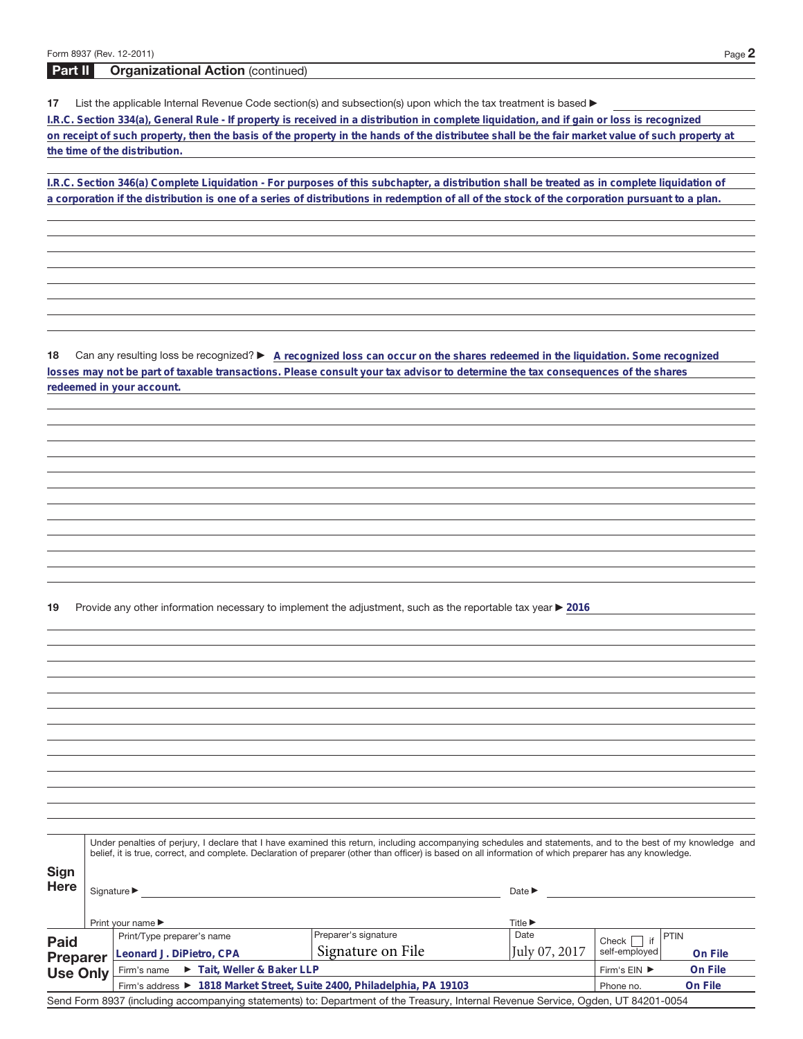Form 8937 (Rev. 12-2011)

## Part II Organizational Action (continued)

**17** List the applicable Internal Revenue Code section(s) and subsection(s) upon which the tax treatment is based ▶

**I.R.C. Section 334(a), General Rule - If property is received in a distribution in complete liquidation, and if gain or loss is recognized on receipt of such property, then the basis of the property in the hands of the distributee shall be the fair market value of such property at the time of the distribution.**

**I.R.C. Section 346(a) Complete Liquidation - For purposes of this subchapter, a distribution shall be treated as in complete liquidation of a corporation if the distribution is one of a series of distributions in redemption of all of the stock of the corporation pursuant to a plan.**

**18** Can any resulting loss be recognized? ▶ **A recognized loss can occur on the shares redeemed in the liquidation. Some recognized losses may not be part of taxable transactions. Please consult your tax advisor to determine the tax consequences of the shares redeemed in your account.**

**19** Provide any other information necessary to implement the adjustment, such as the reportable tax year ▶ **2016**

**Sign Here**

Under penalties of perjury, I declare that I have examined this return, including accompanying schedules and statements, and to the best of my knowledge and belief, it is true, correct, and complete. Declaration of preparer (other than officer) is based on all information of which preparer has any knowledge.

Signature ▶ Date ▶

Print your name ▶ Title ▶

| Paid Preparer Use Only | | | | |
|---|---|---|---|---|
| Print/Type preparer's name: **Leonard J. DiPietro, CPA** | Preparer's signature: Signature on File | Date: July 07, 2017 | Check ☐ if self-employed | PTIN: **On File** |
| Firm's name ▶ **Tait, Weller & Baker LLP** | | | Firm's EIN ▶ | **On File** |
| Firm's address ▶ **1818 Market Street, Suite 2400, Philadelphia, PA 19103** | | | Phone no. | **On File** |

Send Form 8937 (including accompanying statements) to: Department of the Treasury, Internal Revenue Service, Ogden, UT 84201-0054